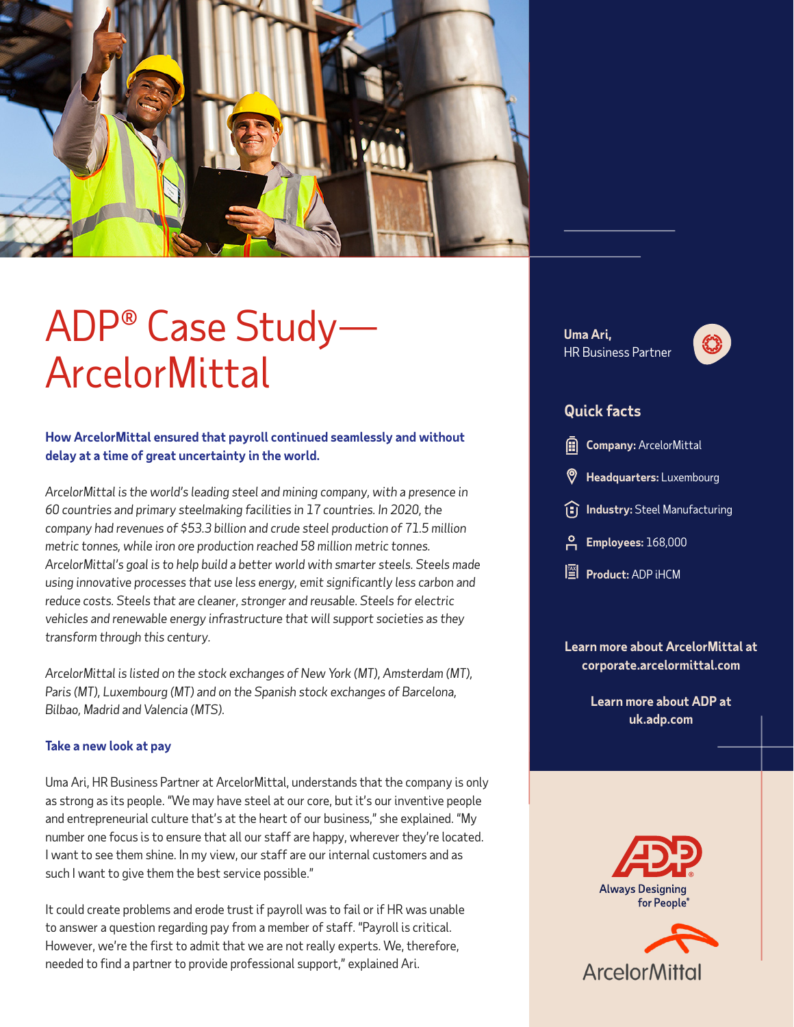# ADP® Case Study—ArcelorMittal

**How ArcelorMittal ensured that payroll continued seamlessly and without delay at a time of great uncertainty in the world.**

*ArcelorMittal is the world's leading steel and mining company, with a presence in 60 countries and primary steelmaking facilities in 17 countries. In 2020, the company had revenues of $53.3 billion and crude steel production of 71.5 million metric tonnes, while iron ore production reached 58 million metric tonnes. ArcelorMittal's goal is to help build a better world with smarter steels. Steels made using innovative processes that use less energy, emit significantly less carbon and reduce costs. Steels that are cleaner, stronger and reusable. Steels for electric vehicles and renewable energy infrastructure that will support societies as they transform through this century.*

*ArcelorMittal is listed on the stock exchanges of New York (MT), Amsterdam (MT), Paris (MT), Luxembourg (MT) and on the Spanish stock exchanges of Barcelona, Bilbao, Madrid and Valencia (MTS).*

### Take a new look at pay

Uma Ari, HR Business Partner at ArcelorMittal, understands that the company is only as strong as its people. "We may have steel at our core, but it's our inventive people and entrepreneurial culture that's at the heart of our business," she explained. "My number one focus is to ensure that all our staff are happy, wherever they're located. I want to see them shine. In my view, our staff are our internal customers and as such I want to give them the best service possible."

It could create problems and erode trust if payroll was to fail or if HR was unable to answer a question regarding pay from a member of staff. "Payroll is critical. However, we're the first to admit that we are not really experts. We, therefore, needed to find a partner to provide professional support," explained Ari.

**Uma Ari,**
HR Business Partner

### Quick facts

- **Company:** ArcelorMittal
- **Headquarters:** Luxembourg
- **Industry:** Steel Manufacturing
- **Employees:** 168,000
- **Product:** ADP iHCM

**Learn more about ArcelorMittal at corporate.arcelormittal.com**

**Learn more about ADP at uk.adp.com**

ADP Always Designing for People®

ArcelorMittal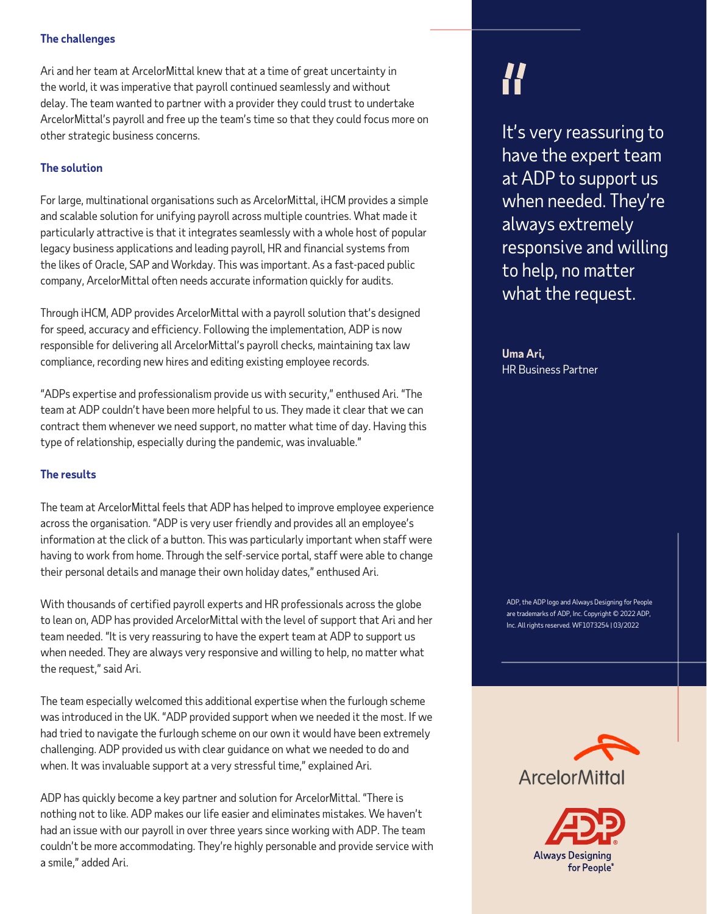### The challenges

Ari and her team at ArcelorMittal knew that at a time of great uncertainty in the world, it was imperative that payroll continued seamlessly and without delay. The team wanted to partner with a provider they could trust to undertake ArcelorMittal's payroll and free up the team's time so that they could focus more on other strategic business concerns.

### The solution

For large, multinational organisations such as ArcelorMittal, iHCM provides a simple and scalable solution for unifying payroll across multiple countries. What made it particularly attractive is that it integrates seamlessly with a whole host of popular legacy business applications and leading payroll, HR and financial systems from the likes of Oracle, SAP and Workday. This was important. As a fast-paced public company, ArcelorMittal often needs accurate information quickly for audits.

Through iHCM, ADP provides ArcelorMittal with a payroll solution that's designed for speed, accuracy and efficiency. Following the implementation, ADP is now responsible for delivering all ArcelorMittal's payroll checks, maintaining tax law compliance, recording new hires and editing existing employee records.

"ADPs expertise and professionalism provide us with security," enthused Ari. "The team at ADP couldn't have been more helpful to us. They made it clear that we can contract them whenever we need support, no matter what time of day. Having this type of relationship, especially during the pandemic, was invaluable."

### The results

The team at ArcelorMittal feels that ADP has helped to improve employee experience across the organisation. "ADP is very user friendly and provides all an employee's information at the click of a button. This was particularly important when staff were having to work from home. Through the self-service portal, staff were able to change their personal details and manage their own holiday dates," enthused Ari.

With thousands of certified payroll experts and HR professionals across the globe to lean on, ADP has provided ArcelorMittal with the level of support that Ari and her team needed. "It is very reassuring to have the expert team at ADP to support us when needed. They are always very responsive and willing to help, no matter what the request," said Ari.

The team especially welcomed this additional expertise when the furlough scheme was introduced in the UK. "ADP provided support when we needed it the most. If we had tried to navigate the furlough scheme on our own it would have been extremely challenging. ADP provided us with clear guidance on what we needed to do and when. It was invaluable support at a very stressful time," explained Ari.

ADP has quickly become a key partner and solution for ArcelorMittal. "There is nothing not to like. ADP makes our life easier and eliminates mistakes. We haven't had an issue with our payroll in over three years since working with ADP. The team couldn't be more accommodating. They're highly personable and provide service with a smile," added Ari.

> "It's very reassuring to have the expert team at ADP to support us when needed. They're always extremely responsive and willing to help, no matter what the request.
>
> **Uma Ari,**
> HR Business Partner

ADP, the ADP logo and Always Designing for People are trademarks of ADP, Inc. Copyright © 2022 ADP, Inc. All rights reserved. WF1073254 | 03/2022

ArcelorMittal

ADP Always Designing for People®